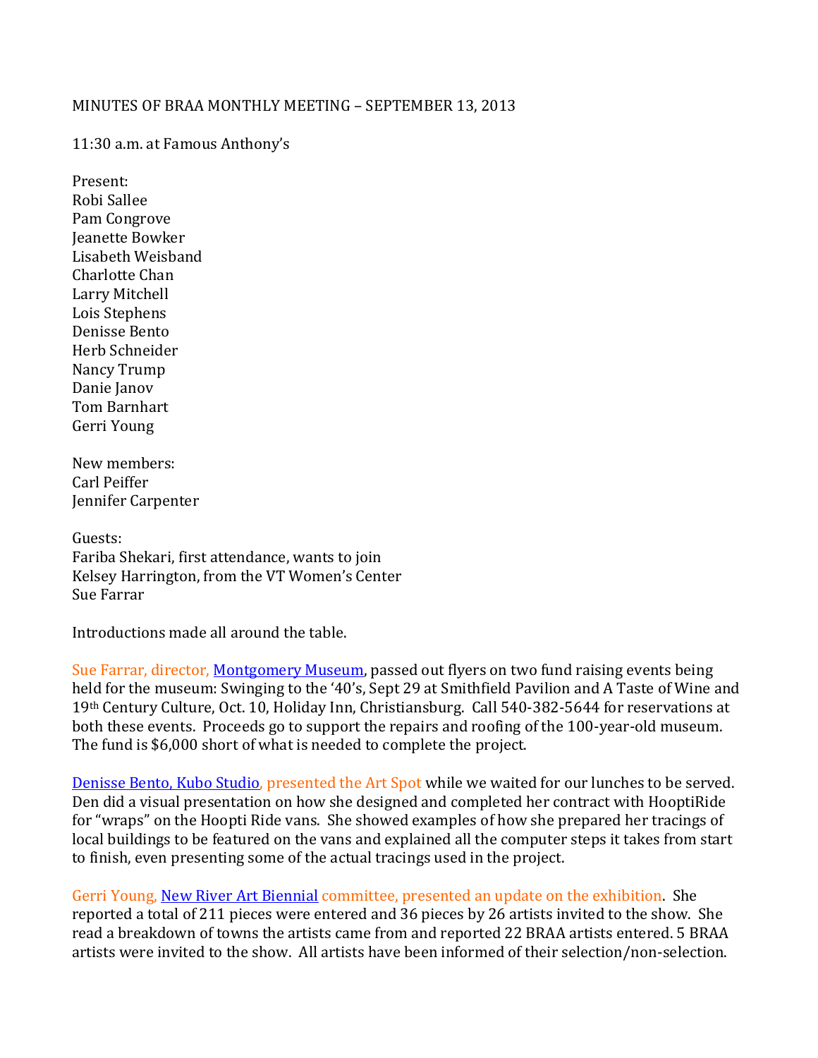MINUTES OF BRAA MONTHLY MEETING – SEPTEMBER 13, 2013

11:30 a.m. at Famous Anthony's

Present:
Robi Sallee
Pam Congrove
Jeanette Bowker
Lisabeth Weisband
Charlotte Chan
Larry Mitchell
Lois Stephens
Denisse Bento
Herb Schneider
Nancy Trump
Danie Janov
Tom Barnhart
Gerri Young

New members:
Carl Peiffer
Jennifer Carpenter

Guests:
Fariba Shekari, first attendance, wants to join
Kelsey Harrington, from the VT Women's Center
Sue Farrar

Introductions made all around the table.

Sue Farrar, director, Montgomery Museum, passed out flyers on two fund raising events being held for the museum: Swinging to the '40's, Sept 29 at Smithfield Pavilion and A Taste of Wine and 19th Century Culture, Oct. 10, Holiday Inn, Christiansburg. Call 540-382-5644 for reservations at both these events. Proceeds go to support the repairs and roofing of the 100-year-old museum. The fund is $6,000 short of what is needed to complete the project.

Denisse Bento, Kubo Studio, presented the Art Spot while we waited for our lunches to be served. Den did a visual presentation on how she designed and completed her contract with HooptiRide for "wraps" on the Hoopti Ride vans. She showed examples of how she prepared her tracings of local buildings to be featured on the vans and explained all the computer steps it takes from start to finish, even presenting some of the actual tracings used in the project.

Gerri Young, New River Art Biennial committee, presented an update on the exhibition. She reported a total of 211 pieces were entered and 36 pieces by 26 artists invited to the show. She read a breakdown of towns the artists came from and reported 22 BRAA artists entered. 5 BRAA artists were invited to the show. All artists have been informed of their selection/non-selection.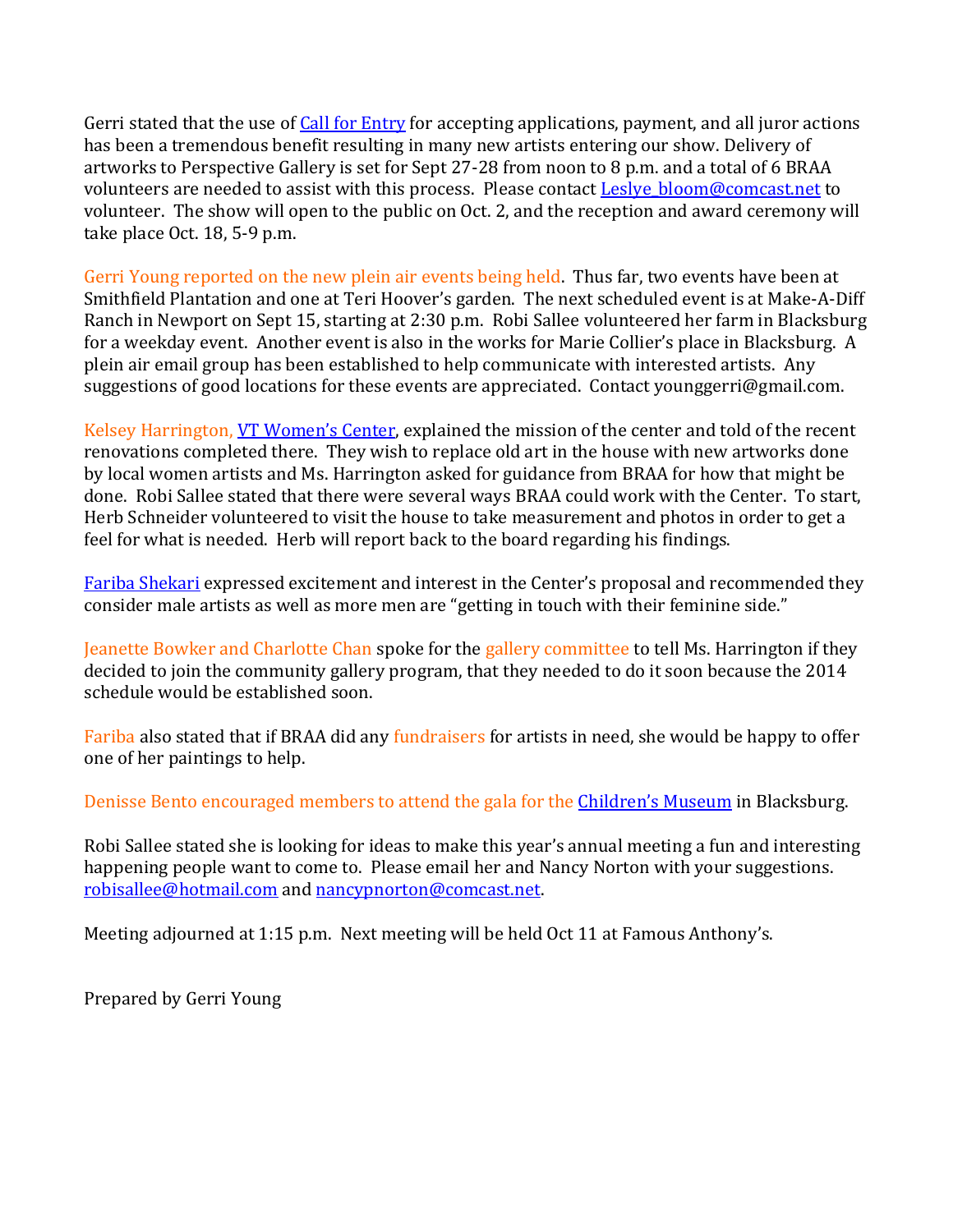Gerri stated that the use of Call for Entry for accepting applications, payment, and all juror actions has been a tremendous benefit resulting in many new artists entering our show. Delivery of artworks to Perspective Gallery is set for Sept 27-28 from noon to 8 p.m. and a total of 6 BRAA volunteers are needed to assist with this process. Please contact Leslye_bloom@comcast.net to volunteer. The show will open to the public on Oct. 2, and the reception and award ceremony will take place Oct. 18, 5-9 p.m.

Gerri Young reported on the new plein air events being held. Thus far, two events have been at Smithfield Plantation and one at Teri Hoover's garden. The next scheduled event is at Make-A-Diff Ranch in Newport on Sept 15, starting at 2:30 p.m. Robi Sallee volunteered her farm in Blacksburg for a weekday event. Another event is also in the works for Marie Collier's place in Blacksburg. A plein air email group has been established to help communicate with interested artists. Any suggestions of good locations for these events are appreciated. Contact younggerri@gmail.com.

Kelsey Harrington, VT Women's Center, explained the mission of the center and told of the recent renovations completed there. They wish to replace old art in the house with new artworks done by local women artists and Ms. Harrington asked for guidance from BRAA for how that might be done. Robi Sallee stated that there were several ways BRAA could work with the Center. To start, Herb Schneider volunteered to visit the house to take measurement and photos in order to get a feel for what is needed. Herb will report back to the board regarding his findings.

Fariba Shekari expressed excitement and interest in the Center's proposal and recommended they consider male artists as well as more men are "getting in touch with their feminine side."

Jeanette Bowker and Charlotte Chan spoke for the gallery committee to tell Ms. Harrington if they decided to join the community gallery program, that they needed to do it soon because the 2014 schedule would be established soon.

Fariba also stated that if BRAA did any fundraisers for artists in need, she would be happy to offer one of her paintings to help.

Denisse Bento encouraged members to attend the gala for the Children's Museum in Blacksburg.

Robi Sallee stated she is looking for ideas to make this year's annual meeting a fun and interesting happening people want to come to. Please email her and Nancy Norton with your suggestions. robisallee@hotmail.com and nancypnorton@comcast.net.

Meeting adjourned at 1:15 p.m. Next meeting will be held Oct 11 at Famous Anthony's.

Prepared by Gerri Young